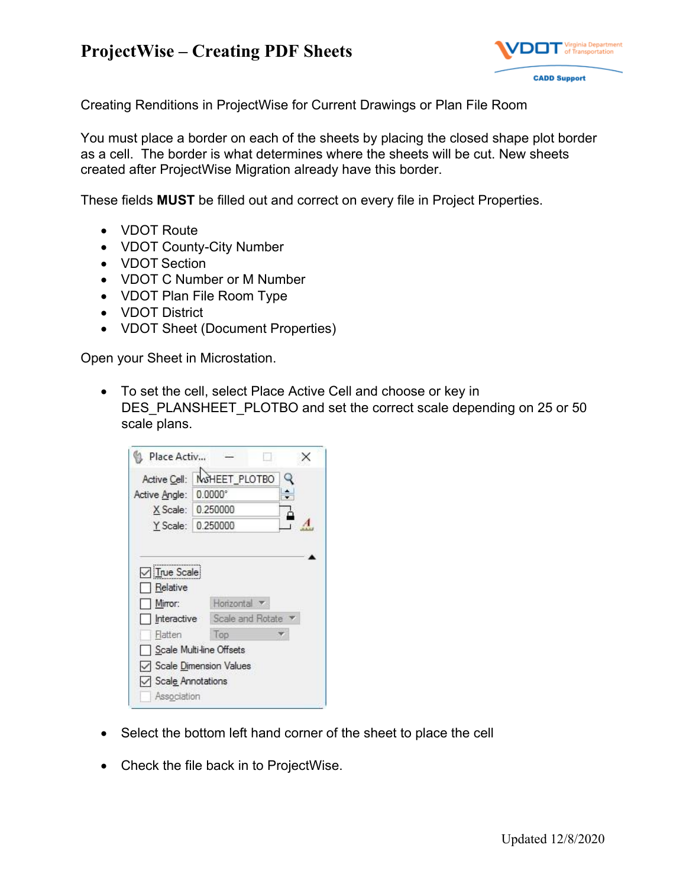# ProjectWise – Creating PDF Sheets

Creating Renditions in ProjectWise for Current Drawings or Plan File Room

You must place a border on each of the sheets by placing the closed shape plot border as a cell. The border is what determines where the sheets will be cut. New sheets created after ProjectWise Migration already have this border.

These fields **MUST** be filled out and correct on every file in Project Properties.

- VDOT Route
- VDOT County-City Number
- VDOT Section
- VDOT C Number or M Number
- VDOT Plan File Room Type
- VDOT District
- VDOT Sheet (Document Properties)

Open your Sheet in Microstation.

- To set the cell, select Place Active Cell and choose or key in DES_PLANSHEET_PLOTBO and set the correct scale depending on 25 or 50 scale plans.

- Select the bottom left hand corner of the sheet to place the cell

- Check the file back in to ProjectWise.

Updated 12/8/2020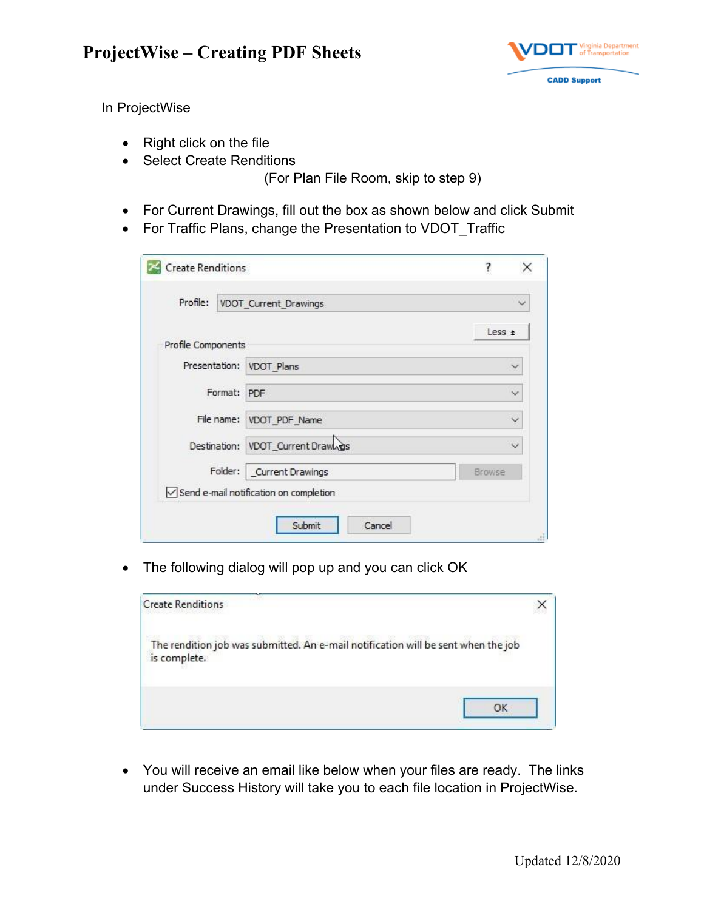In ProjectWise

- Right click on the file
- Select Create Renditions

(For Plan File Room, skip to step 9)

- For Current Drawings, fill out the box as shown below and click Submit
- For Traffic Plans, change the Presentation to VDOT_Traffic

- The following dialog will pop up and you can click OK

- You will receive an email like below when your files are ready. The links under Success History will take you to each file location in ProjectWise.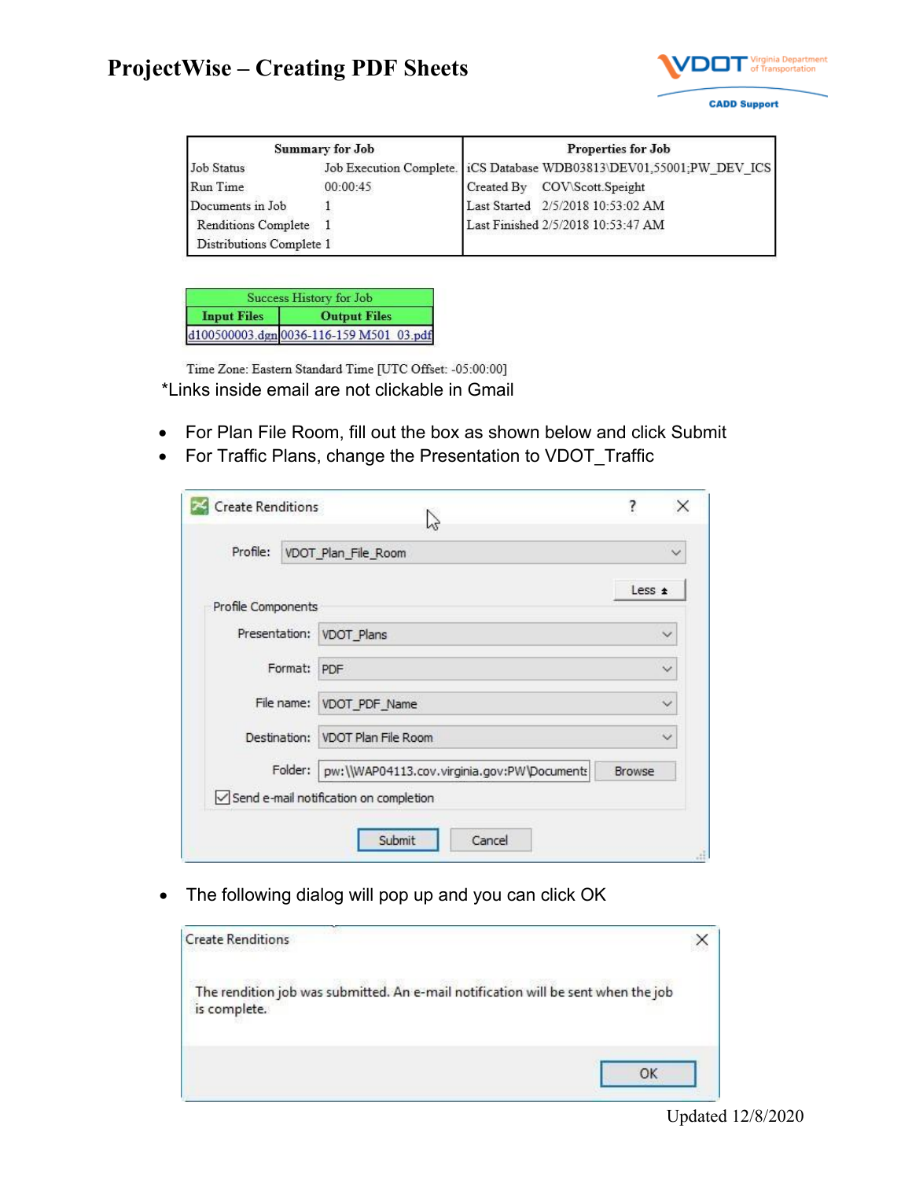| Summary for Job | | Properties for Job | |
|---|---|---|---|
| Job Status | Job Execution Complete. | iCS Database | WDB03813\DEV01,55001;PW_DEV_ICS |
| Run Time | 00:00:45 | Created By | COV\Scott.Speight |
| Documents in Job | 1 | Last Started | 2/5/2018 10:53:02 AM |
| Renditions Complete | 1 | Last Finished | 2/5/2018 10:53:47 AM |
| Distributions Complete | 1 | | |

| Success History for Job | |
|---|---|
| Input Files | Output Files |
| d100500003.dgn | 0036-116-159 M501 03.pdf |

Time Zone: Eastern Standard Time [UTC Offset: -05:00:00]

*Links inside email are not clickable in Gmail

- For Plan File Room, fill out the box as shown below and click Submit
- For Traffic Plans, change the Presentation to VDOT_Traffic

Create Renditions

Profile: VDOT_Plan_File_Room

Less

Profile Components

Presentation: VDOT_Plans

Format: PDF

File name: VDOT_PDF_Name

Destination: VDOT Plan File Room

Folder: pw:\\WAP04113.cov.virginia.gov:PW\Documents

Browse

Send e-mail notification on completion

Submit Cancel

- The following dialog will pop up and you can click OK

Create Renditions

The rendition job was submitted. An e-mail notification will be sent when the job is complete.

OK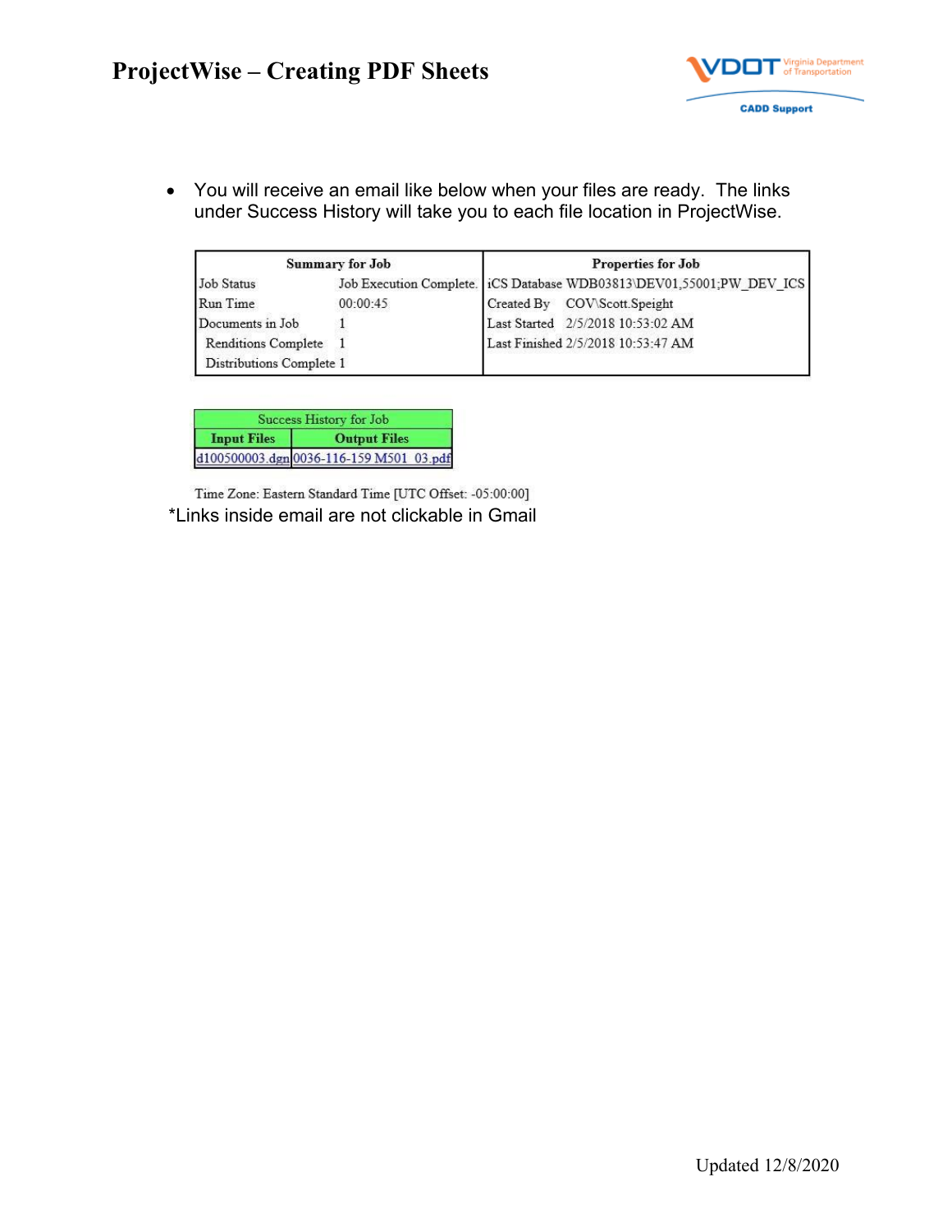- You will receive an email like below when your files are ready. The links under Success History will take you to each file location in ProjectWise.

| Summary for Job | | Properties for Job | |
|---|---|---|---|
| Job Status | Job Execution Complete. | iCS Database | WDB03813\DEV01,55001;PW_DEV_ICS |
| Run Time | 00:00:45 | Created By | COV\Scott.Speight |
| Documents in Job | 1 | Last Started | 2/5/2018 10:53:02 AM |
| Renditions Complete | 1 | Last Finished | 2/5/2018 10:53:47 AM |
| Distributions Complete | 1 | | |

| Success History for Job | |
|---|---|
| **Input Files** | **Output Files** |
| d100500003.dgn | 0036-116-159 M501_03.pdf |

Time Zone: Eastern Standard Time [UTC Offset: -05:00:00]

*Links inside email are not clickable in Gmail